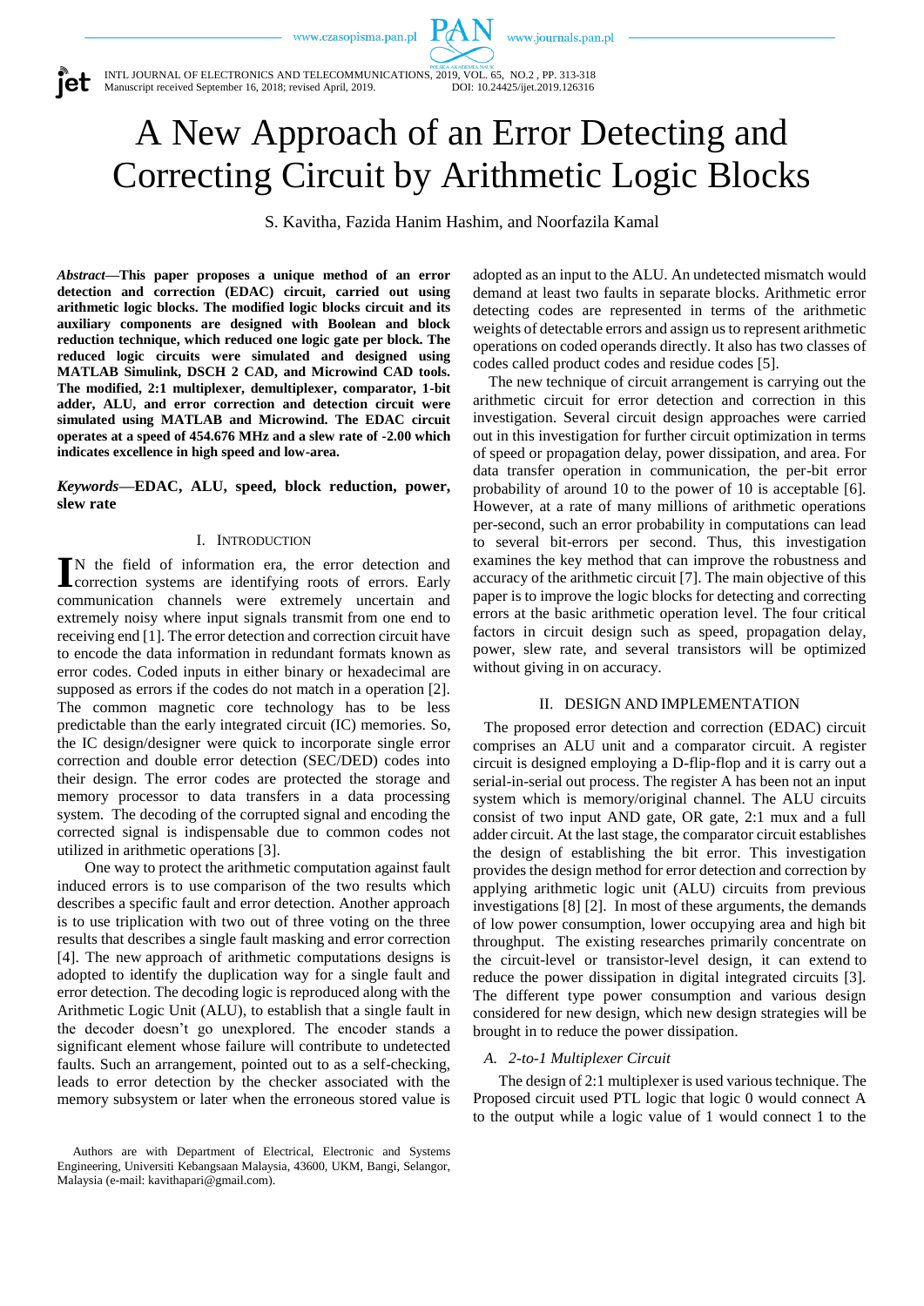# A New Approach of an Error Detecting and Correcting Circuit by Arithmetic Logic Blocks

S. Kavitha, Fazida Hanim Hashim, and Noorfazila Kamal

***Abstract*—This paper proposes a unique method of an error detection and correction (EDAC) circuit, carried out using arithmetic logic blocks. The modified logic blocks circuit and its auxiliary components are designed with Boolean and block reduction technique, which reduced one logic gate per block. The reduced logic circuits were simulated and designed using MATLAB Simulink, DSCH 2 CAD, and Microwind CAD tools. The modified, 2:1 multiplexer, demultiplexer, comparator, 1-bit adder, ALU, and error correction and detection circuit were simulated using MATLAB and Microwind. The EDAC circuit operates at a speed of 454.676 MHz and a slew rate of -2.00 which indicates excellence in high speed and low-area.**

***Keywords*—EDAC, ALU, speed, block reduction, power, slew rate**

## I. Introduction

In the field of information era, the error detection and correction systems are identifying roots of errors. Early communication channels were extremely uncertain and extremely noisy where input signals transmit from one end to receiving end [1]. The error detection and correction circuit have to encode the data information in redundant formats known as error codes. Coded inputs in either binary or hexadecimal are supposed as errors if the codes do not match in a operation [2]. The common magnetic core technology has to be less predictable than the early integrated circuit (IC) memories. So, the IC design/designer were quick to incorporate single error correction and double error detection (SEC/DED) codes into their design. The error codes are protected the storage and memory processor to data transfers in a data processing system. The decoding of the corrupted signal and encoding the corrected signal is indispensable due to common codes not utilized in arithmetic operations [3].

One way to protect the arithmetic computation against fault induced errors is to use comparison of the two results which describes a specific fault and error detection. Another approach is to use triplication with two out of three voting on the three results that describes a single fault masking and error correction [4]. The new approach of arithmetic computations designs is adopted to identify the duplication way for a single fault and error detection. The decoding logic is reproduced along with the Arithmetic Logic Unit (ALU), to establish that a single fault in the decoder doesn't go unexplored. The encoder stands a significant element whose failure will contribute to undetected faults. Such an arrangement, pointed out to as a self-checking, leads to error detection by the checker associated with the memory subsystem or later when the erroneous stored value is adopted as an input to the ALU. An undetected mismatch would demand at least two faults in separate blocks. Arithmetic error detecting codes are represented in terms of the arithmetic weights of detectable errors and assign us to represent arithmetic operations on coded operands directly. It also has two classes of codes called product codes and residue codes [5].

The new technique of circuit arrangement is carrying out the arithmetic circuit for error detection and correction in this investigation. Several circuit design approaches were carried out in this investigation for further circuit optimization in terms of speed or propagation delay, power dissipation, and area. For data transfer operation in communication, the per-bit error probability of around 10 to the power of 10 is acceptable [6]. However, at a rate of many millions of arithmetic operations per-second, such an error probability in computations can lead to several bit-errors per second. Thus, this investigation examines the key method that can improve the robustness and accuracy of the arithmetic circuit [7]. The main objective of this paper is to improve the logic blocks for detecting and correcting errors at the basic arithmetic operation level. The four critical factors in circuit design such as speed, propagation delay, power, slew rate, and several transistors will be optimized without giving in on accuracy.

## II. Design and Implementation

The proposed error detection and correction (EDAC) circuit comprises an ALU unit and a comparator circuit. A register circuit is designed employing a D-flip-flop and it is carry out a serial-in-serial out process. The register A has been not an input system which is memory/original channel. The ALU circuits consist of two input AND gate, OR gate, 2:1 mux and a full adder circuit. At the last stage, the comparator circuit establishes the design of establishing the bit error. This investigation provides the design method for error detection and correction by applying arithmetic logic unit (ALU) circuits from previous investigations [8] [2]. In most of these arguments, the demands of low power consumption, lower occupying area and high bit throughput. The existing researches primarily concentrate on the circuit-level or transistor-level design, it can extend to reduce the power dissipation in digital integrated circuits [3]. The different type power consumption and various design considered for new design, which new design strategies will be brought in to reduce the power dissipation.

### *A. 2-to-1 Multiplexer Circuit*

The design of 2:1 multiplexer is used various technique. The Proposed circuit used PTL logic that logic 0 would connect A to the output while a logic value of 1 would connect 1 to the

---

Authors are with Department of Electrical, Electronic and Systems Engineering, Universiti Kebangsaan Malaysia, 43600, UKM, Bangi, Selangor, Malaysia (e-mail: kavithapari@gmail.com).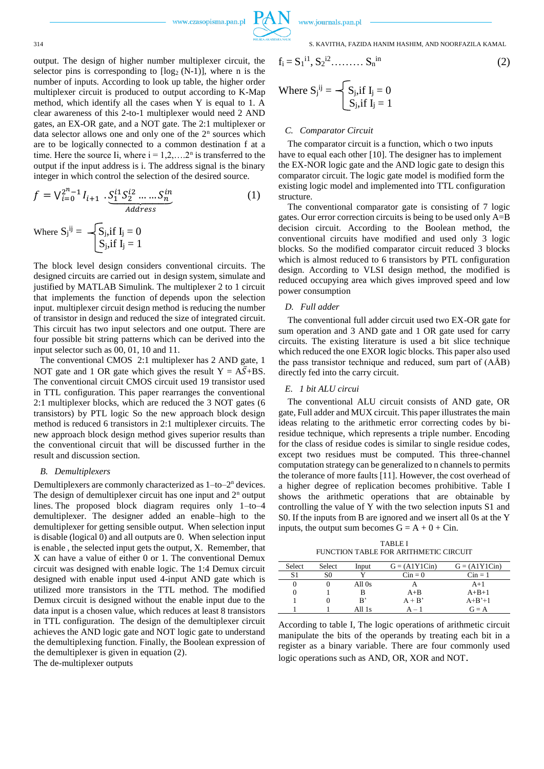output. The design of higher number multiplexer circuit, the selector pins is corresponding to [$\log_2$ (N-1)], where n is the number of inputs. According to look up table, the higher order multiplexer circuit is produced to output according to K-Map method, which identify all the cases when Y is equal to 1. A clear awareness of this 2-to-1 multiplexer would need 2 AND gates, an EX-OR gate, and a NOT gate. The 2:1 multiplexer or data selector allows one and only one of the $2^n$ sources which are to be logically connected to a common destination f at a time. Here the source Ii, where i = 1,2,….$2^n$ is transferred to the output if the input address is i. The address signal is the binary integer in which control the selection of the desired source.

$$f = \vee_{i=0}^{2^n-1} I_{i+1} \cdot \underbrace{S_1^{i1} S_2^{i2} \ldots \ldots S_n^{in}}_{Address} \quad (1)$$

$$\text{Where } S_j^{ij} = \begin{cases} S_j, \text{if } I_j = 0 \\ S_j, \text{if } I_j = 1 \end{cases}$$

The block level design considers conventional circuits. The designed circuits are carried out in design system, simulate and justified by MATLAB Simulink. The multiplexer 2 to 1 circuit that implements the function of depends upon the selection input. multiplexer circuit design method is reducing the number of transistor in design and reduced the size of integrated circuit. This circuit has two input selectors and one output. There are four possible bit string patterns which can be derived into the input selector such as 00, 01, 10 and 11.

The conventional CMOS 2:1 multiplexer has 2 AND gate, 1 NOT gate and 1 OR gate which gives the result Y = A$\bar{S}$+BS. The conventional circuit CMOS circuit used 19 transistor used in TTL configuration. This paper rearranges the conventional 2:1 multiplexer blocks, which are reduced the 3 NOT gates (6 transistors) by PTL logic So the new approach block design method is reduced 6 transistors in 2:1 multiplexer circuits. The new approach block design method gives superior results than the conventional circuit that will be discussed further in the result and discussion section.

### B. *Demultiplexers*

Demultiplexers are commonly characterized as 1–to–$2^n$ devices. The design of demultiplexer circuit has one input and $2^n$ output lines. The proposed block diagram requires only 1–to–4 demultiplexer. The designer added an enable–high to the demultiplexer for getting sensible output. When selection input is disable (logical 0) and all outputs are 0. When selection input is enable , the selected input gets the output, X. Remember, that X can have a value of either 0 or 1. The conventional Demux circuit was designed with enable logic. The 1:4 Demux circuit designed with enable input used 4-input AND gate which is utilized more transistors in the TTL method. The modified Demux circuit is designed without the enable input due to the data input is a chosen value, which reduces at least 8 transistors in TTL configuration. The design of the demultiplexer circuit achieves the AND logic gate and NOT logic gate to understand the demultiplexing function. Finally, the Boolean expression of the demultiplexer is given in equation (2).

The de-multiplexer outputs

$$f_i = S_1^{i1}, S_2^{i2} \ldots\ldots\ldots S_n^{in} \quad (2)$$

$$\text{Where } S_j^{ij} = \begin{cases} S_j, \text{if } I_j = 0 \\ S_j, \text{if } I_j = 1 \end{cases}$$

### C. *Comparator Circuit*

The comparator circuit is a function, which o two inputs have to equal each other [10]. The designer has to implement the EX-NOR logic gate and the AND logic gate to design this comparator circuit. The logic gate model is modified form the existing logic model and implemented into TTL configuration structure.

The conventional comparator gate is consisting of 7 logic gates. Our error correction circuits is being to be used only A=B decision circuit. According to the Boolean method, the conventional circuits have modified and used only 3 logic blocks. So the modified comparator circuit reduced 3 blocks which is almost reduced to 6 transistors by PTL configuration design. According to VLSI design method, the modified is reduced occupying area which gives improved speed and low power consumption

### D. *Full adder*

The conventional full adder circuit used two EX-OR gate for sum operation and 3 AND gate and 1 OR gate used for carry circuits. The existing literature is used a bit slice technique which reduced the one EXOR logic blocks. This paper also used the pass transistor technique and reduced, sum part of (AÅB) directly fed into the carry circuit.

### E. *1 bit ALU circui*

The conventional ALU circuit consists of AND gate, OR gate, Full adder and MUX circuit. This paper illustrates the main ideas relating to the arithmetic error correcting codes by bi-residue technique, which represents a triple number. Encoding for the class of residue codes is similar to single residue codes, except two residues must be computed. This three-channel computation strategy can be generalized to n channels to permits the tolerance of more faults [11]. However, the cost overhead of a higher degree of replication becomes prohibitive. Table I shows the arithmetic operations that are obtainable by controlling the value of Y with the two selection inputs S1 and S0. If the inputs from B are ignored and we insert all 0s at the Y inputs, the output sum becomes G = A + 0 + Cin.

TABLE I
FUNCTION TABLE FOR ARITHMETIC CIRCUIT

| Select S1 | Select S0 | Input Y | G = (A1Y1Cin) Cin = 0 | G = (A1Y1Cin) Cin = 1 |
|---|---|---|---|---|
| 0 | 0 | All 0s | A | A+1 |
| 0 | 1 | B | A+B | A+B+1 |
| 1 | 0 | B’ | A + B’ | A+B’+1 |
| 1 | 1 | All 1s | A – 1 | G = A |

According to table I, The logic operations of arithmetic circuit manipulate the bits of the operands by treating each bit in a register as a binary variable. There are four commonly used logic operations such as AND, OR, XOR and NOT.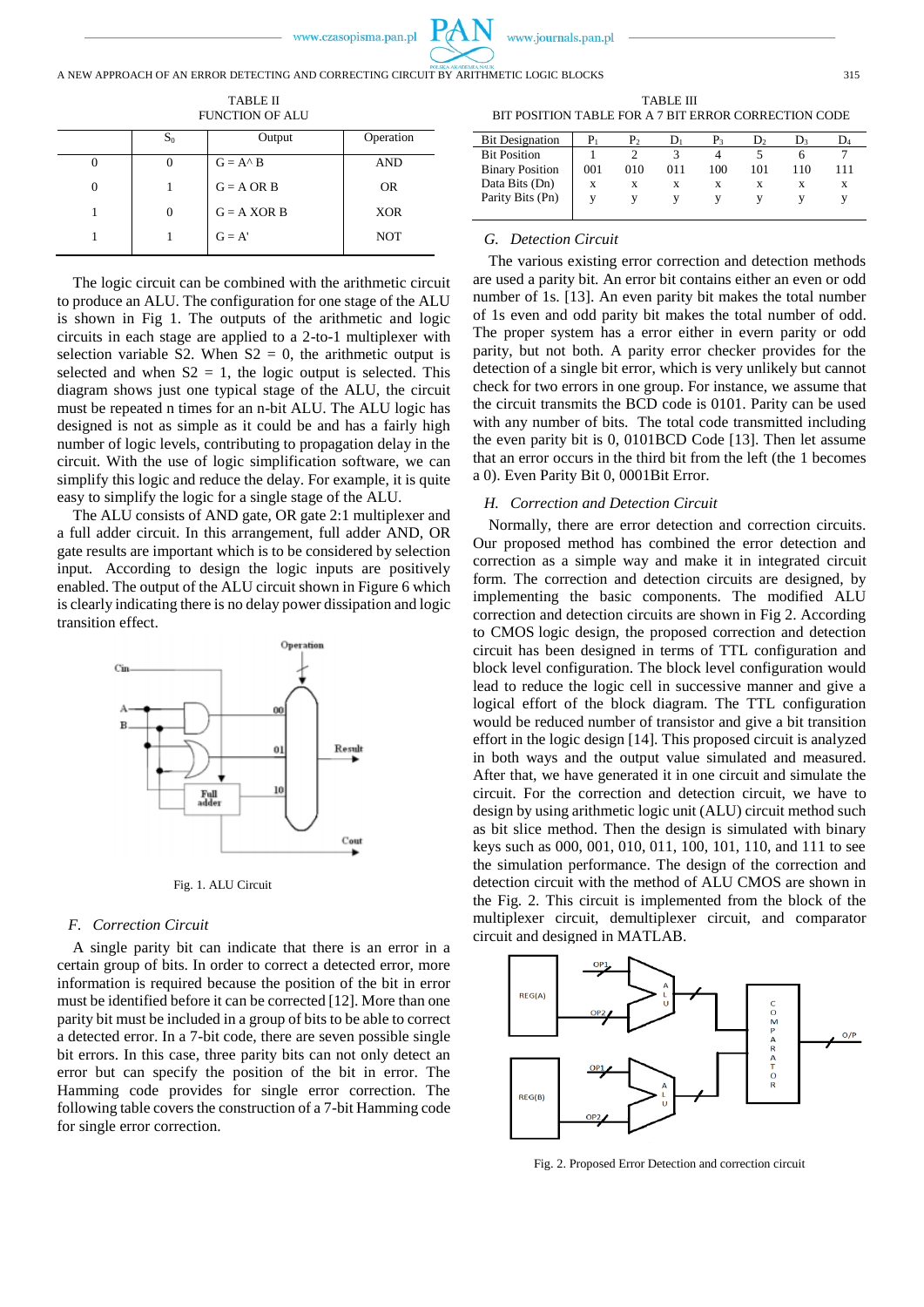TABLE II
FUNCTION OF ALU

| | $S_0$ | Output | Operation |
|---|---|---|---|
| 0 | 0 | G = A^ B | AND |
| 0 | 1 | G = A OR B | OR |
| 1 | 0 | G = A XOR B | XOR |
| 1 | 1 | G = A' | NOT |

The logic circuit can be combined with the arithmetic circuit to produce an ALU. The configuration for one stage of the ALU is shown in Fig 1. The outputs of the arithmetic and logic circuits in each stage are applied to a 2-to-1 multiplexer with selection variable S2. When S2 = 0, the arithmetic output is selected and when S2 = 1, the logic output is selected. This diagram shows just one typical stage of the ALU, the circuit must be repeated n times for an n-bit ALU. The ALU logic has designed is not as simple as it could be and has a fairly high number of logic levels, contributing to propagation delay in the circuit. With the use of logic simplification software, we can simplify this logic and reduce the delay. For example, it is quite easy to simplify the logic for a single stage of the ALU.

The ALU consists of AND gate, OR gate 2:1 multiplexer and a full adder circuit. In this arrangement, full adder AND, OR gate results are important which is to be considered by selection input. According to design the logic inputs are positively enabled. The output of the ALU circuit shown in Figure 6 which is clearly indicating there is no delay power dissipation and logic transition effect.

Fig. 1. ALU Circuit

### F. Correction Circuit

A single parity bit can indicate that there is an error in a certain group of bits. In order to correct a detected error, more information is required because the position of the bit in error must be identified before it can be corrected [12]. More than one parity bit must be included in a group of bits to be able to correct a detected error. In a 7-bit code, there are seven possible single bit errors. In this case, three parity bits can not only detect an error but can specify the position of the bit in error. The Hamming code provides for single error correction. The following table covers the construction of a 7-bit Hamming code for single error correction.

TABLE III
BIT POSITION TABLE FOR A 7 BIT ERROR CORRECTION CODE

| Bit Designation | $P_1$ | $P_2$ | $D_1$ | $P_3$ | $D_2$ | $D_3$ | $D_4$ |
|---|---|---|---|---|---|---|---|
| Bit Position | 1 | 2 | 3 | 4 | 5 | 6 | 7 |
| Binary Position | 001 | 010 | 011 | 100 | 101 | 110 | 111 |
| Data Bits (Dn) | x | x | x | x | x | x | x |
| Parity Bits (Pn) | y | y | y | y | y | y | y |

### G. Detection Circuit

The various existing error correction and detection methods are used a parity bit. An error bit contains either an even or odd number of 1s. [13]. An even parity bit makes the total number of 1s even and odd parity bit makes the total number of odd. The proper system has a error either in evern parity or odd parity, but not both. A parity error checker provides for the detection of a single bit error, which is very unlikely but cannot check for two errors in one group. For instance, we assume that the circuit transmits the BCD code is 0101. Parity can be used with any number of bits. The total code transmitted including the even parity bit is 0, 0101BCD Code [13]. Then let assume that an error occurs in the third bit from the left (the 1 becomes a 0). Even Parity Bit 0, 0001Bit Error.

### H. Correction and Detection Circuit

Normally, there are error detection and correction circuits. Our proposed method has combined the error detection and correction as a simple way and make it in integrated circuit form. The correction and detection circuits are designed, by implementing the basic components. The modified ALU correction and detection circuits are shown in Fig 2. According to CMOS logic design, the proposed correction and detection circuit has been designed in terms of TTL configuration and block level configuration. The block level configuration would lead to reduce the logic cell in successive manner and give a logical effort of the block diagram. The TTL configuration would be reduced number of transistor and give a bit transition effort in the logic design [14]. This proposed circuit is analyzed in both ways and the output value simulated and measured. After that, we have generated it in one circuit and simulate the circuit. For the correction and detection circuit, we have to design by using arithmetic logic unit (ALU) circuit method such as bit slice method. Then the design is simulated with binary keys such as 000, 001, 010, 011, 100, 101, 110, and 111 to see the simulation performance. The design of the correction and detection circuit with the method of ALU CMOS are shown in the Fig. 2. This circuit is implemented from the block of the multiplexer circuit, demultiplexer circuit, and comparator circuit and designed in MATLAB.

Fig. 2. Proposed Error Detection and correction circuit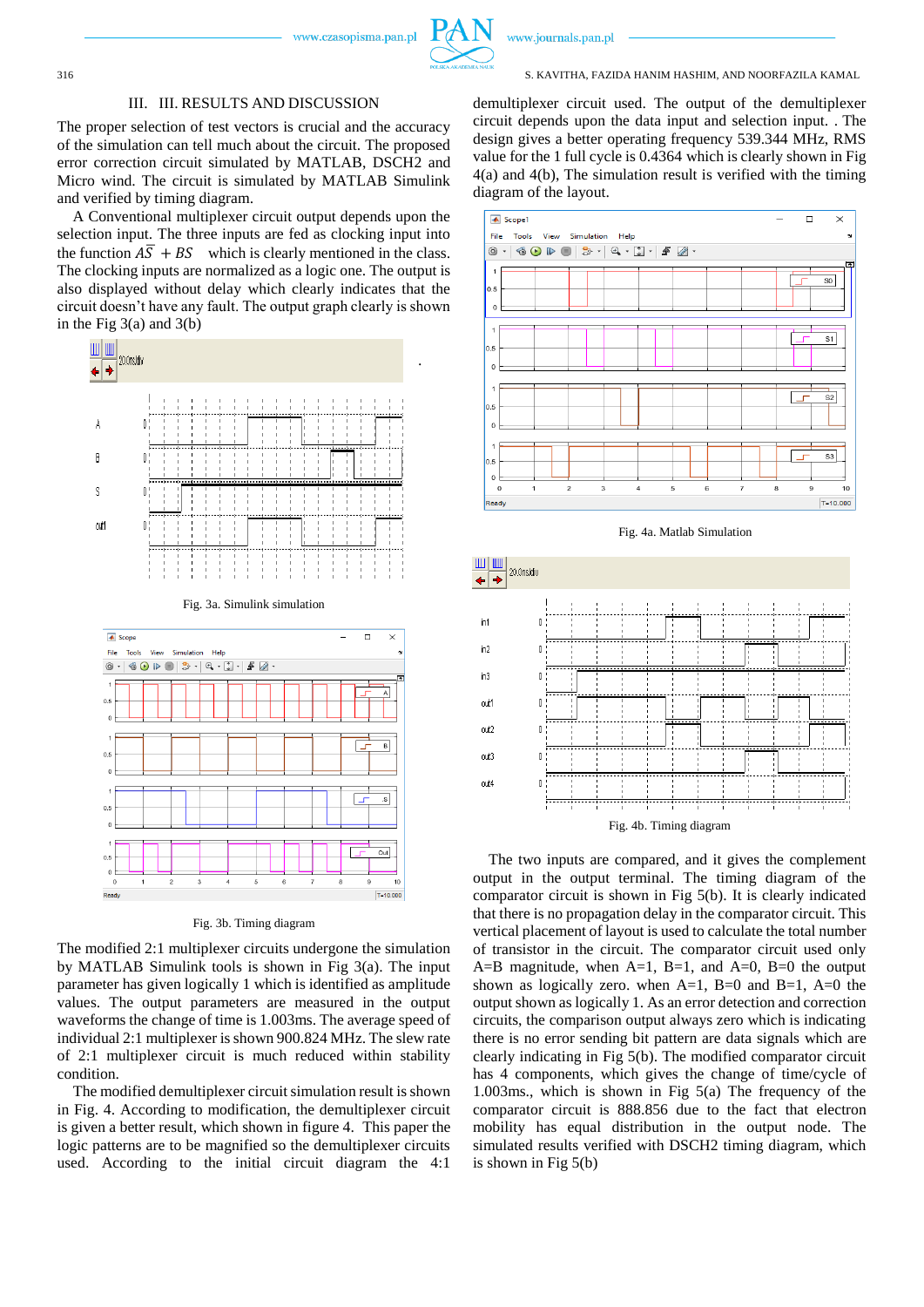### III. RESULTS AND DISCUSSION

The proper selection of test vectors is crucial and the accuracy of the simulation can tell much about the circuit. The proposed error correction circuit simulated by MATLAB, DSCH2 and Micro wind. The circuit is simulated by MATLAB Simulink and verified by timing diagram.

A Conventional multiplexer circuit output depends upon the selection input. The three inputs are fed as clocking input into the function $A\overline{S} + BS$ which is clearly mentioned in the class. The clocking inputs are normalized as a logic one. The output is also displayed without delay which clearly indicates that the circuit doesn't have any fault. The output graph clearly is shown in the Fig 3(a) and 3(b)

Fig. 3a. Simulink simulation

Fig. 3b. Timing diagram

The modified 2:1 multiplexer circuits undergone the simulation by MATLAB Simulink tools is shown in Fig 3(a). The input parameter has given logically 1 which is identified as amplitude values. The output parameters are measured in the output waveforms the change of time is 1.003ms. The average speed of individual 2:1 multiplexer is shown 900.824 MHz. The slew rate of 2:1 multiplexer circuit is much reduced within stability condition.

The modified demultiplexer circuit simulation result is shown in Fig. 4. According to modification, the demultiplexer circuit is given a better result, which shown in figure 4. This paper the logic patterns are to be magnified so the demultiplexer circuits used. According to the initial circuit diagram the 4:1 demultiplexer circuit used. The output of the demultiplexer circuit depends upon the data input and selection input. . The design gives a better operating frequency 539.344 MHz, RMS value for the 1 full cycle is 0.4364 which is clearly shown in Fig 4(a) and 4(b), The simulation result is verified with the timing diagram of the layout.

Fig. 4a. Matlab Simulation

Fig. 4b. Timing diagram

The two inputs are compared, and it gives the complement output in the output terminal. The timing diagram of the comparator circuit is shown in Fig 5(b). It is clearly indicated that there is no propagation delay in the comparator circuit. This vertical placement of layout is used to calculate the total number of transistor in the circuit. The comparator circuit used only A=B magnitude, when A=1, B=1, and A=0, B=0 the output shown as logically zero. when A=1, B=0 and B=1, A=0 the output shown as logically 1. As an error detection and correction circuits, the comparison output always zero which is indicating there is no error sending bit pattern are data signals which are clearly indicating in Fig 5(b). The modified comparator circuit has 4 components, which gives the change of time/cycle of 1.003ms., which is shown in Fig 5(a) The frequency of the comparator circuit is 888.856 due to the fact that electron mobility has equal distribution in the output node. The simulated results verified with DSCH2 timing diagram, which is shown in Fig 5(b)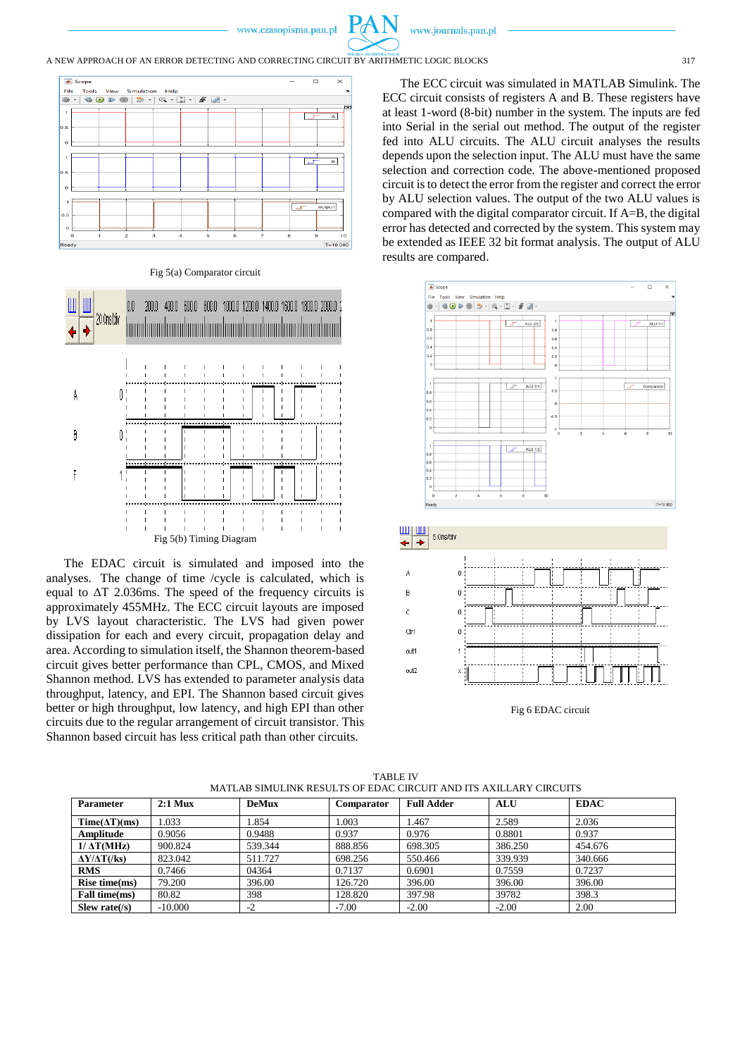Fig 5(a) Comparator circuit

Fig 5(b) Timing Diagram

The EDAC circuit is simulated and imposed into the analyses. The change of time /cycle is calculated, which is equal to ΔT 2.036ms. The speed of the frequency circuits is approximately 455MHz. The ECC circuit layouts are imposed by LVS layout characteristic. The LVS had given power dissipation for each and every circuit, propagation delay and area. According to simulation itself, the Shannon theorem-based circuit gives better performance than CPL, CMOS, and Mixed Shannon method. LVS has extended to parameter analysis data throughput, latency, and EPI. The Shannon based circuit gives better or high throughput, low latency, and high EPI than other circuits due to the regular arrangement of circuit transistor. This Shannon based circuit has less critical path than other circuits.

The ECC circuit was simulated in MATLAB Simulink. The ECC circuit consists of registers A and B. These registers have at least 1-word (8-bit) number in the system. The inputs are fed into Serial in the serial out method. The output of the register fed into ALU circuits. The ALU circuit analyses the results depends upon the selection input. The ALU must have the same selection and correction code. The above-mentioned proposed circuit is to detect the error from the register and correct the error by ALU selection values. The output of the two ALU values is compared with the digital comparator circuit. If A=B, the digital error has detected and corrected by the system. This system may be extended as IEEE 32 bit format analysis. The output of ALU results are compared.

Fig 6 EDAC circuit

TABLE IV
MATLAB SIMULINK RESULTS OF EDAC CIRCUIT AND ITS AXILLARY CIRCUITS

| Parameter | 2:1 Mux | DeMux | Comparator | Full Adder | ALU | EDAC |
|---|---|---|---|---|---|---|
| Time(ΔT)(ms) | 1.033 | 1.854 | 1.003 | 1.467 | 2.589 | 2.036 |
| Amplitude | 0.9056 | 0.9488 | 0.937 | 0.976 | 0.8801 | 0.937 |
| 1/ ΔT(MHz) | 900.824 | 539.344 | 888.856 | 698.305 | 386.250 | 454.676 |
| ΔY/ΔT(/ks) | 823.042 | 511.727 | 698.256 | 550.466 | 339.939 | 340.666 |
| RMS | 0.7466 | 04364 | 0.7137 | 0.6901 | 0.7559 | 0.7237 |
| Rise time(ms) | 79.200 | 396.00 | 126.720 | 396.00 | 396.00 | 396.00 |
| Fall time(ms) | 80.82 | 398 | 128.820 | 397.98 | 39782 | 398.3 |
| Slew rate(/s) | -10.000 | -2 | -7.00 | -2.00 | -2.00 | 2.00 |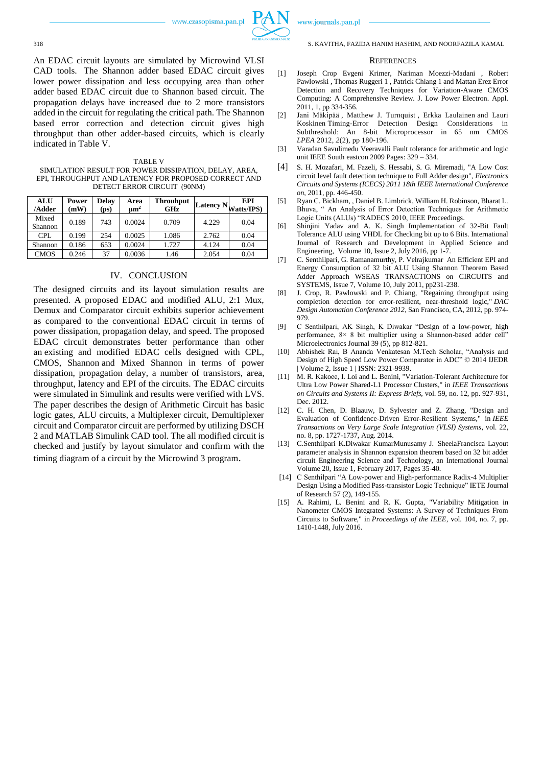An EDAC circuit layouts are simulated by Microwind VLSI CAD tools. The Shannon adder based EDAC circuit gives lower power dissipation and less occupying area than other adder based EDAC circuit due to Shannon based circuit. The propagation delays have increased due to 2 more transistors added in the circuit for regulating the critical path. The Shannon based error correction and detection circuit gives high throughput than other adder-based circuits, which is clearly indicated in Table V.

TABLE V
SIMULATION RESULT FOR POWER DISSIPATION, DELAY, AREA, EPI, THROUGHPUT AND LATENCY FOR PROPOSED CORRECT AND DETECT ERROR CIRCUIT (90NM)

| ALU /Adder | Power (mW) | Delay (ps) | Area µm² | Throuhput GHz | Latency N | EPI Watts/IPS) |
|---|---|---|---|---|---|---|
| Mixed Shannon | 0.189 | 743 | 0.0024 | 0.709 | 4.229 | 0.04 |
| CPL | 0.199 | 254 | 0.0025 | 1.086 | 2.762 | 0.04 |
| Shannon | 0.186 | 653 | 0.0024 | 1.727 | 4.124 | 0.04 |
| CMOS | 0.246 | 37 | 0.0036 | 1.46 | 2.054 | 0.04 |

## IV. CONCLUSION

The designed circuits and its layout simulation results are presented. A proposed EDAC and modified ALU, 2:1 Mux, Demux and Comparator circuit exhibits superior achievement as compared to the conventional EDAC circuit in terms of power dissipation, propagation delay, and speed. The proposed EDAC circuit demonstrates better performance than other an existing and modified EDAC cells designed with CPL, CMOS, Shannon and Mixed Shannon in terms of power dissipation, propagation delay, a number of transistors, area, throughput, latency and EPI of the circuits. The EDAC circuits were simulated in Simulink and results were verified with LVS. The paper describes the design of Arithmetic Circuit has basic logic gates, ALU circuits, a Multiplexer circuit, Demultiplexer circuit and Comparator circuit are performed by utilizing DSCH 2 and MATLAB Simulink CAD tool. The all modified circuit is checked and justify by layout simulator and confirm with the timing diagram of a circuit by the Microwind 3 program.

## REFERENCES

[1] Joseph Crop Evgeni Krimer, Nariman Moezzi-Madani , Robert Pawlowski , Thomas Ruggeri 1 , Patrick Chiang 1 and Mattan Erez Error Detection and Recovery Techniques for Variation-Aware CMOS Computing: A Comprehensive Review. J. Low Power Electron. Appl. 2011, 1, pp 334-356.

[2] Jani Mäkipää , Matthew J. Turnquist , Erkka Laulainen and Lauri Koskinen Timing-Error Detection Design Considerations in Subthreshold: An 8-bit Microprocessor in 65 nm CMOS *LPEA* 2012, *2*(2), pp 180-196.

[3] Varadan Savulimedu Veeravalli Fault tolerance for arithmetic and logic unit IEEE South eastcon 2009 Pages: 329 – 334.

[4] S. H. Mozafari, M. Fazeli, S. Hessabi, S. G. Miremadi, "A Low Cost circuit level fault detection technique to Full Adder design", *Electronics Circuits and Systems (ICECS) 2011 18th IEEE International Conference on*, 2011, pp. 446-450.

[5] Ryan C. Bickham, , Daniel B. Limbrick, William H. Robinson, Bharat L. Bhuva, " An Analysis of Error Detection Techniques for Arithmetic Logic Units (ALUs) "RADECS 2010, IEEE Proceedings.

[6] Shinjini Yadav and A. K. Singh Implementation of 32-Bit Fault Tolerance ALU using VHDL for Checking bit up to 6 Bits. International Journal of Research and Development in Applied Science and Engineering, Volume 10, Issue 2, July 2016, pp 1-7.

[7] C. Senthilpari, G. Ramanamurthy, P. Velrajkumar An Efficient EPI and Energy Consumption of 32 bit ALU Using Shannon Theorem Based Adder Approach WSEAS TRANSACTIONS on CIRCUITS and SYSTEMS, Issue 7, Volume 10, July 2011, pp231-238.

[8] J. Crop, R. Pawlowski and P. Chiang, "Regaining throughput using completion detection for error-resilient, near-threshold logic," *DAC Design Automation Conference 2012*, San Francisco, CA, 2012, pp. 974-979.

[9] C Senthilpari, AK Singh, K Diwakar "Design of a low-power, high performance, 8× 8 bit multiplier using a Shannon-based adder cell" Microelectronics Journal 39 (5), pp 812-821.

[10] Abhishek Rai, B Ananda Venkatesan M.Tech Scholar, "Analysis and Design of High Speed Low Power Comparator in ADC" © 2014 IJEDR | Volume 2, Issue 1 | ISSN: 2321-9939.

[11] M. R. Kakoee, I. Loi and L. Benini, "Variation-Tolerant Architecture for Ultra Low Power Shared-L1 Processor Clusters," in *IEEE Transactions on Circuits and Systems II: Express Briefs*, vol. 59, no. 12, pp. 927-931, Dec. 2012.

[12] C. H. Chen, D. Blaauw, D. Sylvester and Z. Zhang, "Design and Evaluation of Confidence-Driven Error-Resilient Systems," in *IEEE Transactions on Very Large Scale Integration (VLSI) Systems*, vol. 22, no. 8, pp. 1727-1737, Aug. 2014.

[13] C.Senthilpari K.Diwakar KumarMunusamy J. SheelaFrancisca Layout parameter analysis in Shannon expansion theorem based on 32 bit adder circuit Engineering Science and Technology, an International Journal Volume 20, Issue 1, February 2017, Pages 35-40.

[14] C Senthilpari "A Low-power and High-performance Radix-4 Multiplier Design Using a Modified Pass-transistor Logic Technique" IETE Journal of Research 57 (2), 149-155.

[15] A. Rahimi, L. Benini and R. K. Gupta, "Variability Mitigation in Nanometer CMOS Integrated Systems: A Survey of Techniques From Circuits to Software," in *Proceedings of the IEEE*, vol. 104, no. 7, pp. 1410-1448, July 2016.